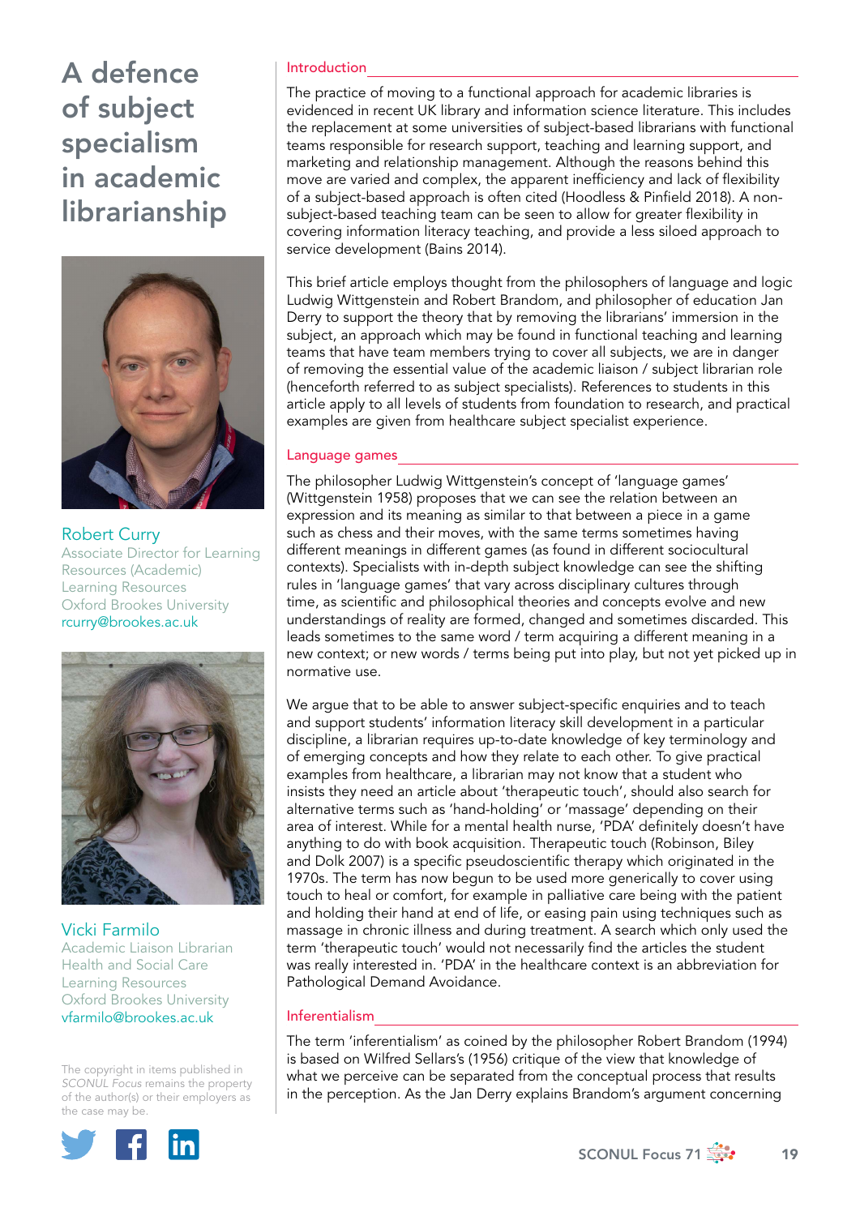# A defence of subject specialism in academic librarianship

**Robert Curry**
Associate Director for Learning Resources (Academic)
Learning Resources
Oxford Brookes University
rcurry@brookes.ac.uk

**Vicki Farmilo**
Academic Liaison Librarian
Health and Social Care
Learning Resources
Oxford Brookes University
vfarmilo@brookes.ac.uk

The copyright in items published in *SCONUL Focus* remains the property of the author(s) or their employers as the case may be.

## Introduction

The practice of moving to a functional approach for academic libraries is evidenced in recent UK library and information science literature. This includes the replacement at some universities of subject-based librarians with functional teams responsible for research support, teaching and learning support, and marketing and relationship management. Although the reasons behind this move are varied and complex, the apparent inefficiency and lack of flexibility of a subject-based approach is often cited (Hoodless & Pinfield 2018). A non-subject-based teaching team can be seen to allow for greater flexibility in covering information literacy teaching, and provide a less siloed approach to service development (Bains 2014).

This brief article employs thought from the philosophers of language and logic Ludwig Wittgenstein and Robert Brandom, and philosopher of education Jan Derry to support the theory that by removing the librarians' immersion in the subject, an approach which may be found in functional teaching and learning teams that have team members trying to cover all subjects, we are in danger of removing the essential value of the academic liaison / subject librarian role (henceforth referred to as subject specialists). References to students in this article apply to all levels of students from foundation to research, and practical examples are given from healthcare subject specialist experience.

## Language games

The philosopher Ludwig Wittgenstein's concept of 'language games' (Wittgenstein 1958) proposes that we can see the relation between an expression and its meaning as similar to that between a piece in a game such as chess and their moves, with the same terms sometimes having different meanings in different games (as found in different sociocultural contexts). Specialists with in-depth subject knowledge can see the shifting rules in 'language games' that vary across disciplinary cultures through time, as scientific and philosophical theories and concepts evolve and new understandings of reality are formed, changed and sometimes discarded. This leads sometimes to the same word / term acquiring a different meaning in a new context; or new words / terms being put into play, but not yet picked up in normative use.

We argue that to be able to answer subject-specific enquiries and to teach and support students' information literacy skill development in a particular discipline, a librarian requires up-to-date knowledge of key terminology and of emerging concepts and how they relate to each other. To give practical examples from healthcare, a librarian may not know that a student who insists they need an article about 'therapeutic touch', should also search for alternative terms such as 'hand-holding' or 'massage' depending on their area of interest. While for a mental health nurse, 'PDA' definitely doesn't have anything to do with book acquisition. Therapeutic touch (Robinson, Biley and Dolk 2007) is a specific pseudoscientific therapy which originated in the 1970s. The term has now begun to be used more generically to cover using touch to heal or comfort, for example in palliative care being with the patient and holding their hand at end of life, or easing pain using techniques such as massage in chronic illness and during treatment. A search which only used the term 'therapeutic touch' would not necessarily find the articles the student was really interested in. 'PDA' in the healthcare context is an abbreviation for Pathological Demand Avoidance.

## Inferentialism

The term 'inferentialism' as coined by the philosopher Robert Brandom (1994) is based on Wilfred Sellars's (1956) critique of the view that knowledge of what we perceive can be separated from the conceptual process that results in the perception. As the Jan Derry explains Brandom's argument concerning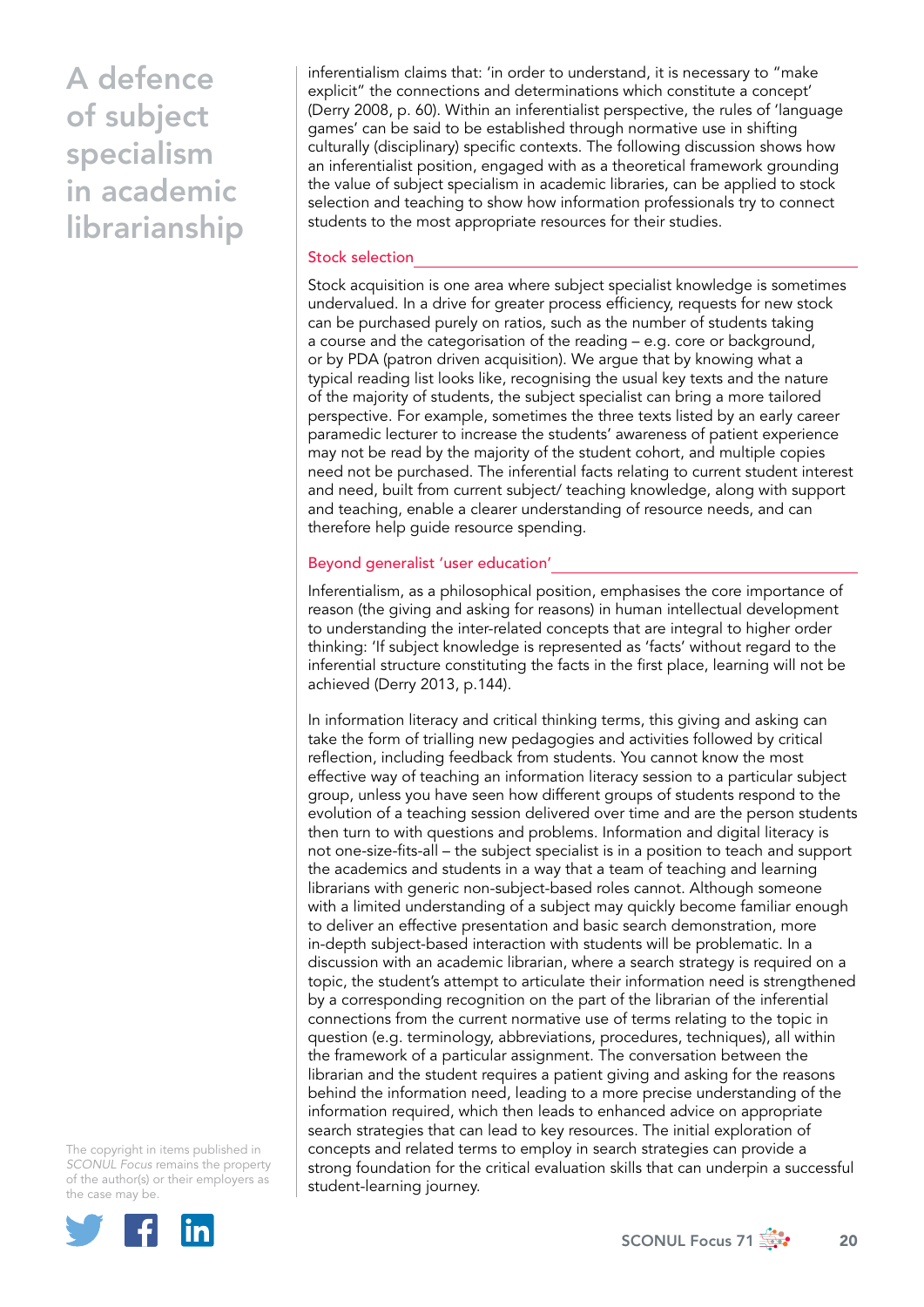inferentialism claims that: 'in order to understand, it is necessary to "make explicit" the connections and determinations which constitute a concept' (Derry 2008, p. 60). Within an inferentialist perspective, the rules of 'language games' can be said to be established through normative use in shifting culturally (disciplinary) specific contexts. The following discussion shows how an inferentialist position, engaged with as a theoretical framework grounding the value of subject specialism in academic libraries, can be applied to stock selection and teaching to show how information professionals try to connect students to the most appropriate resources for their studies.

## Stock selection

Stock acquisition is one area where subject specialist knowledge is sometimes undervalued. In a drive for greater process efficiency, requests for new stock can be purchased purely on ratios, such as the number of students taking a course and the categorisation of the reading – e.g. core or background, or by PDA (patron driven acquisition). We argue that by knowing what a typical reading list looks like, recognising the usual key texts and the nature of the majority of students, the subject specialist can bring a more tailored perspective. For example, sometimes the three texts listed by an early career paramedic lecturer to increase the students' awareness of patient experience may not be read by the majority of the student cohort, and multiple copies need not be purchased. The inferential facts relating to current student interest and need, built from current subject/ teaching knowledge, along with support and teaching, enable a clearer understanding of resource needs, and can therefore help guide resource spending.

## Beyond generalist 'user education'

Inferentialism, as a philosophical position, emphasises the core importance of reason (the giving and asking for reasons) in human intellectual development to understanding the inter-related concepts that are integral to higher order thinking: 'If subject knowledge is represented as 'facts' without regard to the inferential structure constituting the facts in the first place, learning will not be achieved (Derry 2013, p.144).

In information literacy and critical thinking terms, this giving and asking can take the form of trialling new pedagogies and activities followed by critical reflection, including feedback from students. You cannot know the most effective way of teaching an information literacy session to a particular subject group, unless you have seen how different groups of students respond to the evolution of a teaching session delivered over time and are the person students then turn to with questions and problems. Information and digital literacy is not one-size-fits-all – the subject specialist is in a position to teach and support the academics and students in a way that a team of teaching and learning librarians with generic non-subject-based roles cannot. Although someone with a limited understanding of a subject may quickly become familiar enough to deliver an effective presentation and basic search demonstration, more in-depth subject-based interaction with students will be problematic. In a discussion with an academic librarian, where a search strategy is required on a topic, the student's attempt to articulate their information need is strengthened by a corresponding recognition on the part of the librarian of the inferential connections from the current normative use of terms relating to the topic in question (e.g. terminology, abbreviations, procedures, techniques), all within the framework of a particular assignment. The conversation between the librarian and the student requires a patient giving and asking for the reasons behind the information need, leading to a more precise understanding of the information required, which then leads to enhanced advice on appropriate search strategies that can lead to key resources. The initial exploration of concepts and related terms to employ in search strategies can provide a strong foundation for the critical evaluation skills that can underpin a successful student-learning journey.

The copyright in items published in *SCONUL Focus* remains the property of the author(s) or their employers as the case may be.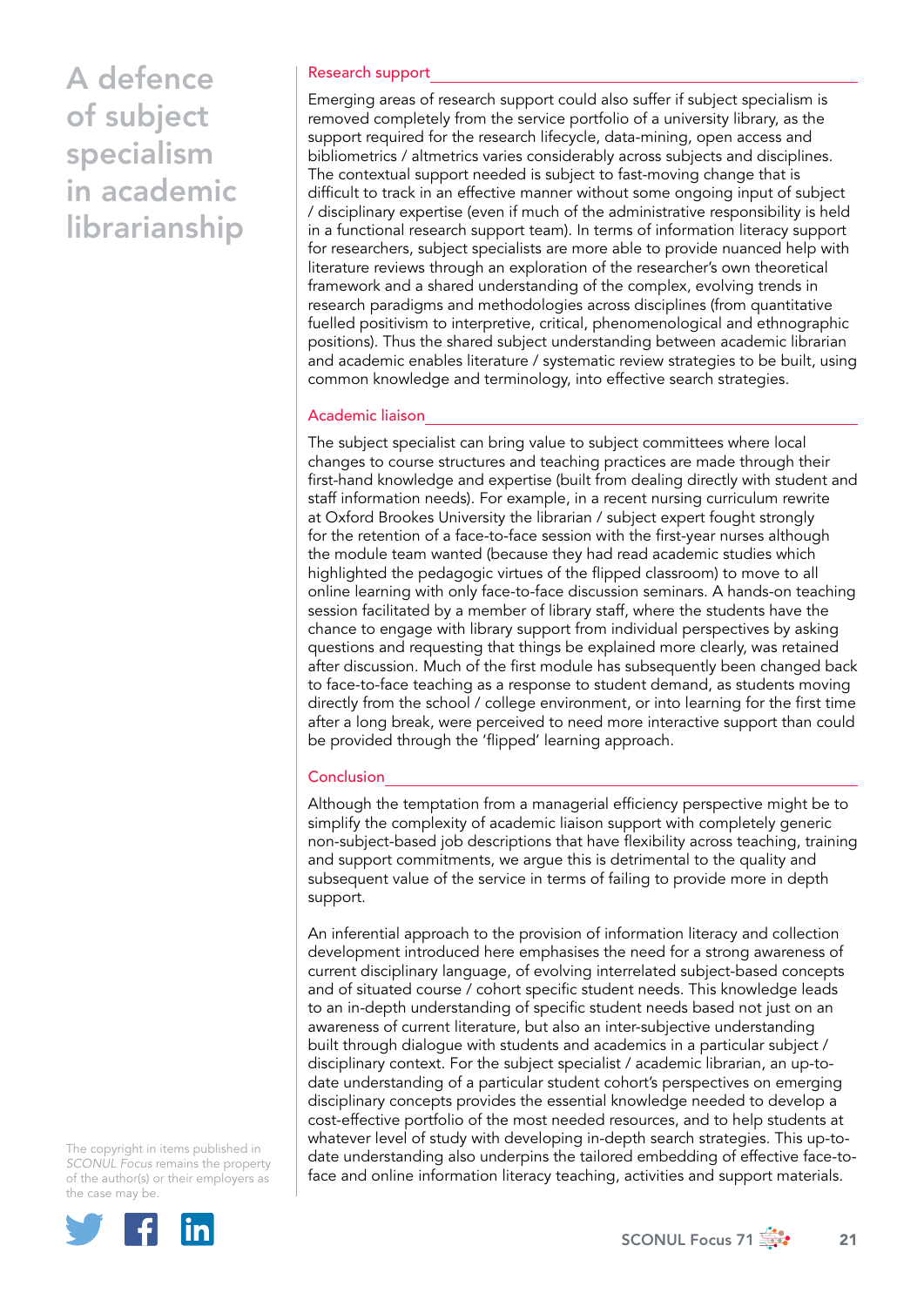## Research support

Emerging areas of research support could also suffer if subject specialism is removed completely from the service portfolio of a university library, as the support required for the research lifecycle, data-mining, open access and bibliometrics / altmetrics varies considerably across subjects and disciplines. The contextual support needed is subject to fast-moving change that is difficult to track in an effective manner without some ongoing input of subject / disciplinary expertise (even if much of the administrative responsibility is held in a functional research support team). In terms of information literacy support for researchers, subject specialists are more able to provide nuanced help with literature reviews through an exploration of the researcher's own theoretical framework and a shared understanding of the complex, evolving trends in research paradigms and methodologies across disciplines (from quantitative fuelled positivism to interpretive, critical, phenomenological and ethnographic positions). Thus the shared subject understanding between academic librarian and academic enables literature / systematic review strategies to be built, using common knowledge and terminology, into effective search strategies.

## Academic liaison

The subject specialist can bring value to subject committees where local changes to course structures and teaching practices are made through their first-hand knowledge and expertise (built from dealing directly with student and staff information needs). For example, in a recent nursing curriculum rewrite at Oxford Brookes University the librarian / subject expert fought strongly for the retention of a face-to-face session with the first-year nurses although the module team wanted (because they had read academic studies which highlighted the pedagogic virtues of the flipped classroom) to move to all online learning with only face-to-face discussion seminars. A hands-on teaching session facilitated by a member of library staff, where the students have the chance to engage with library support from individual perspectives by asking questions and requesting that things be explained more clearly, was retained after discussion. Much of the first module has subsequently been changed back to face-to-face teaching as a response to student demand, as students moving directly from the school / college environment, or into learning for the first time after a long break, were perceived to need more interactive support than could be provided through the 'flipped' learning approach.

## Conclusion

Although the temptation from a managerial efficiency perspective might be to simplify the complexity of academic liaison support with completely generic non-subject-based job descriptions that have flexibility across teaching, training and support commitments, we argue this is detrimental to the quality and subsequent value of the service in terms of failing to provide more in depth support.

An inferential approach to the provision of information literacy and collection development introduced here emphasises the need for a strong awareness of current disciplinary language, of evolving interrelated subject-based concepts and of situated course / cohort specific student needs. This knowledge leads to an in-depth understanding of specific student needs based not just on an awareness of current literature, but also an inter-subjective understanding built through dialogue with students and academics in a particular subject / disciplinary context. For the subject specialist / academic librarian, an up-to-date understanding of a particular student cohort's perspectives on emerging disciplinary concepts provides the essential knowledge needed to develop a cost-effective portfolio of the most needed resources, and to help students at whatever level of study with developing in-depth search strategies. This up-to-date understanding also underpins the tailored embedding of effective face-to-face and online information literacy teaching, activities and support materials.

The copyright in items published in *SCONUL Focus* remains the property of the author(s) or their employers as the case may be.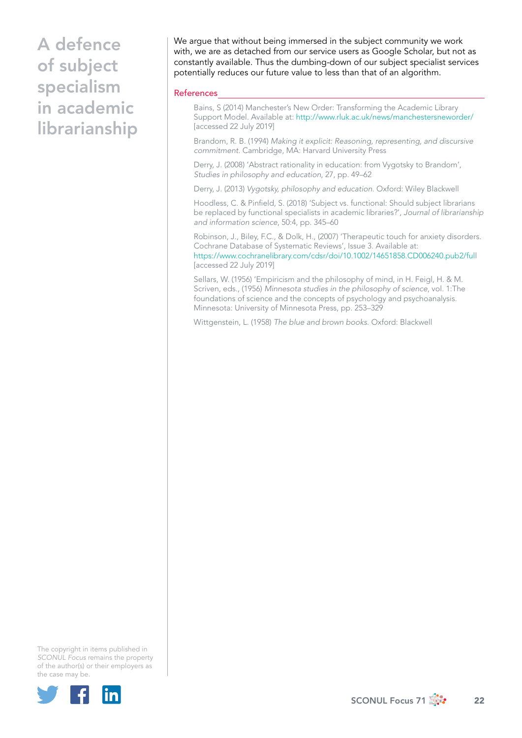We argue that without being immersed in the subject community we work with, we are as detached from our service users as Google Scholar, but not as constantly available. Thus the dumbing-down of our subject specialist services potentially reduces our future value to less than that of an algorithm.

## References

Bains, S (2014) Manchester's New Order: Transforming the Academic Library Support Model. Available at: http://www.rluk.ac.uk/news/manchestersneworder/ [accessed 22 July 2019]

Brandom, R. B. (1994) *Making it explicit: Reasoning, representing, and discursive commitment*. Cambridge, MA: Harvard University Press

Derry, J. (2008) 'Abstract rationality in education: from Vygotsky to Brandom', *Studies in philosophy and education*, 27, pp. 49–62

Derry, J. (2013) *Vygotsky, philosophy and education*. Oxford: Wiley Blackwell

Hoodless, C. & Pinfield, S. (2018) 'Subject vs. functional: Should subject librarians be replaced by functional specialists in academic libraries?', *Journal of librarianship and information science*, 50:4, pp. 345–60

Robinson, J., Biley, F.C., & Dolk, H., (2007) 'Therapeutic touch for anxiety disorders. Cochrane Database of Systematic Reviews', Issue 3. Available at: https://www.cochranelibrary.com/cdsr/doi/10.1002/14651858.CD006240.pub2/full [accessed 22 July 2019]

Sellars, W. (1956) 'Empiricism and the philosophy of mind, in H. Feigl, H. & M. Scriven, eds., (1956) *Minnesota studies in the philosophy of science*, vol. 1:The foundations of science and the concepts of psychology and psychoanalysis. Minnesota: University of Minnesota Press, pp. 253–329

Wittgenstein, L. (1958) *The blue and brown books*. Oxford: Blackwell

The copyright in items published in *SCONUL Focus* remains the property of the author(s) or their employers as the case may be.